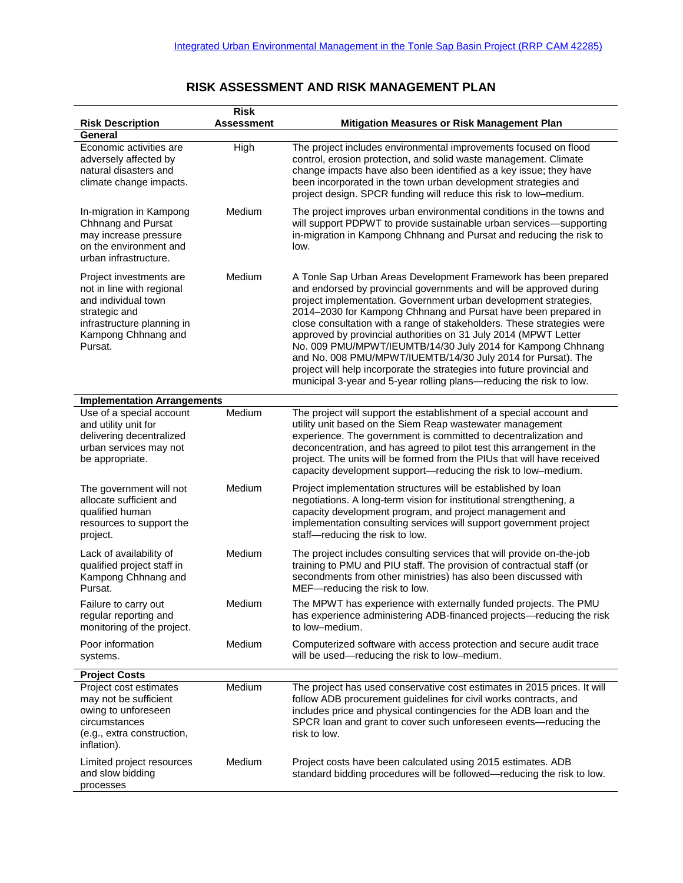Integrated Urban Environmental Management in the Tonle Sap Basin Project (RRP CAM 42285)

# RISK ASSESSMENT AND RISK MANAGEMENT PLAN

| Risk Description | Risk Assessment | Mitigation Measures or Risk Management Plan |
|---|---|---|
| **General** | | |
| Economic activities are adversely affected by natural disasters and climate change impacts. | High | The project includes environmental improvements focused on flood control, erosion protection, and solid waste management. Climate change impacts have also been identified as a key issue; they have been incorporated in the town urban development strategies and project design. SPCR funding will reduce this risk to low–medium. |
| In-migration in Kampong Chhnang and Pursat may increase pressure on the environment and urban infrastructure. | Medium | The project improves urban environmental conditions in the towns and will support PDPWT to provide sustainable urban services—supporting in-migration in Kampong Chhnang and Pursat and reducing the risk to low. |
| Project investments are not in line with regional and individual town strategic and infrastructure planning in Kampong Chhnang and Pursat. | Medium | A Tonle Sap Urban Areas Development Framework has been prepared and endorsed by provincial governments and will be approved during project implementation. Government urban development strategies, 2014–2030 for Kampong Chhnang and Pursat have been prepared in close consultation with a range of stakeholders. These strategies were approved by provincial authorities on 31 July 2014 (MPWT Letter No. 009 PMU/MPWT/IEUMTB/14/30 July 2014 for Kampong Chhnang and No. 008 PMU/MPWT/IUEMTB/14/30 July 2014 for Pursat). The project will help incorporate the strategies into future provincial and municipal 3-year and 5-year rolling plans—reducing the risk to low. |
| **Implementation Arrangements** | | |
| Use of a special account and utility unit for delivering decentralized urban services may not be appropriate. | Medium | The project will support the establishment of a special account and utility unit based on the Siem Reap wastewater management experience. The government is committed to decentralization and deconcentration, and has agreed to pilot test this arrangement in the project. The units will be formed from the PIUs that will have received capacity development support—reducing the risk to low–medium. |
| The government will not allocate sufficient and qualified human resources to support the project. | Medium | Project implementation structures will be established by loan negotiations. A long-term vision for institutional strengthening, a capacity development program, and project management and implementation consulting services will support government project staff—reducing the risk to low. |
| Lack of availability of qualified project staff in Kampong Chhnang and Pursat. | Medium | The project includes consulting services that will provide on-the-job training to PMU and PIU staff. The provision of contractual staff (or secondments from other ministries) has also been discussed with MEF—reducing the risk to low. |
| Failure to carry out regular reporting and monitoring of the project. | Medium | The MPWT has experience with externally funded projects. The PMU has experience administering ADB-financed projects—reducing the risk to low–medium. |
| Poor information systems. | Medium | Computerized software with access protection and secure audit trace will be used—reducing the risk to low–medium. |
| **Project Costs** | | |
| Project cost estimates may not be sufficient owing to unforeseen circumstances (e.g., extra construction, inflation). | Medium | The project has used conservative cost estimates in 2015 prices. It will follow ADB procurement guidelines for civil works contracts, and includes price and physical contingencies for the ADB loan and the SPCR loan and grant to cover such unforeseen events—reducing the risk to low. |
| Limited project resources and slow bidding processes | Medium | Project costs have been calculated using 2015 estimates. ADB standard bidding procedures will be followed—reducing the risk to low. |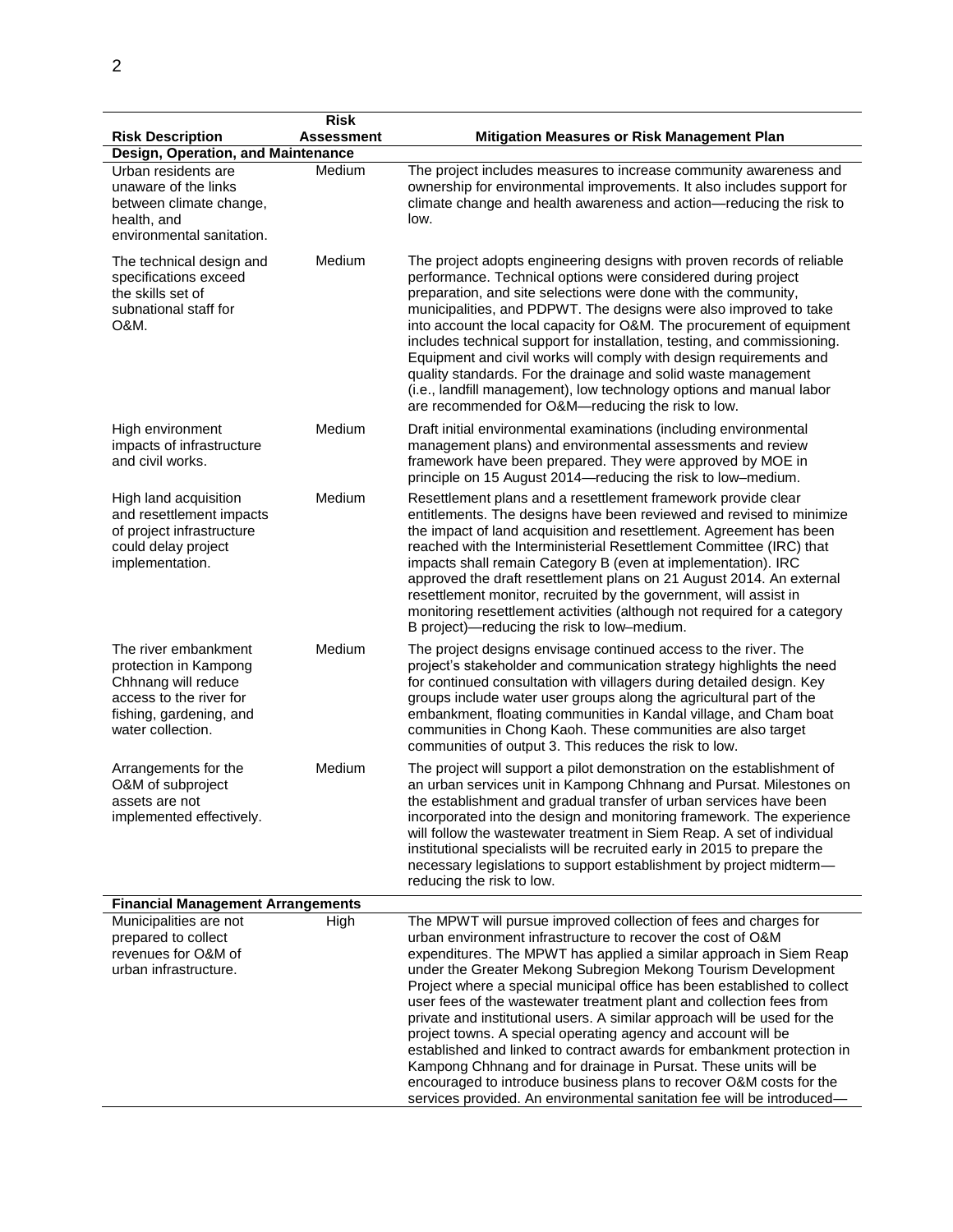| Risk Description | Risk Assessment | Mitigation Measures or Risk Management Plan |
|---|---|---|
| **Design, Operation, and Maintenance** | | |
| Urban residents are unaware of the links between climate change, health, and environmental sanitation. | Medium | The project includes measures to increase community awareness and ownership for environmental improvements. It also includes support for climate change and health awareness and action—reducing the risk to low. |
| The technical design and specifications exceed the skills set of subnational staff for O&M. | Medium | The project adopts engineering designs with proven records of reliable performance. Technical options were considered during project preparation, and site selections were done with the community, municipalities, and PDPWT. The designs were also improved to take into account the local capacity for O&M. The procurement of equipment includes technical support for installation, testing, and commissioning. Equipment and civil works will comply with design requirements and quality standards. For the drainage and solid waste management (i.e., landfill management), low technology options and manual labor are recommended for O&M—reducing the risk to low. |
| High environment impacts of infrastructure and civil works. | Medium | Draft initial environmental examinations (including environmental management plans) and environmental assessments and review framework have been prepared. They were approved by MOE in principle on 15 August 2014—reducing the risk to low–medium. |
| High land acquisition and resettlement impacts of project infrastructure could delay project implementation. | Medium | Resettlement plans and a resettlement framework provide clear entitlements. The designs have been reviewed and revised to minimize the impact of land acquisition and resettlement. Agreement has been reached with the Interministerial Resettlement Committee (IRC) that impacts shall remain Category B (even at implementation). IRC approved the draft resettlement plans on 21 August 2014. An external resettlement monitor, recruited by the government, will assist in monitoring resettlement activities (although not required for a category B project)—reducing the risk to low–medium. |
| The river embankment protection in Kampong Chhnang will reduce access to the river for fishing, gardening, and water collection. | Medium | The project designs envisage continued access to the river. The project's stakeholder and communication strategy highlights the need for continued consultation with villagers during detailed design. Key groups include water user groups along the agricultural part of the embankment, floating communities in Kandal village, and Cham boat communities in Chong Kaoh. These communities are also target communities of output 3. This reduces the risk to low. |
| Arrangements for the O&M of subproject assets are not implemented effectively. | Medium | The project will support a pilot demonstration on the establishment of an urban services unit in Kampong Chhnang and Pursat. Milestones on the establishment and gradual transfer of urban services have been incorporated into the design and monitoring framework. The experience will follow the wastewater treatment in Siem Reap. A set of individual institutional specialists will be recruited early in 2015 to prepare the necessary legislations to support establishment by project midterm—reducing the risk to low. |
| **Financial Management Arrangements** | | |
| Municipalities are not prepared to collect revenues for O&M of urban infrastructure. | High | The MPWT will pursue improved collection of fees and charges for urban environment infrastructure to recover the cost of O&M expenditures. The MPWT has applied a similar approach in Siem Reap under the Greater Mekong Subregion Mekong Tourism Development Project where a special municipal office has been established to collect user fees of the wastewater treatment plant and collection fees from private and institutional users. A similar approach will be used for the project towns. A special operating agency and account will be established and linked to contract awards for embankment protection in Kampong Chhnang and for drainage in Pursat. These units will be encouraged to introduce business plans to recover O&M costs for the services provided. An environmental sanitation fee will be introduced— |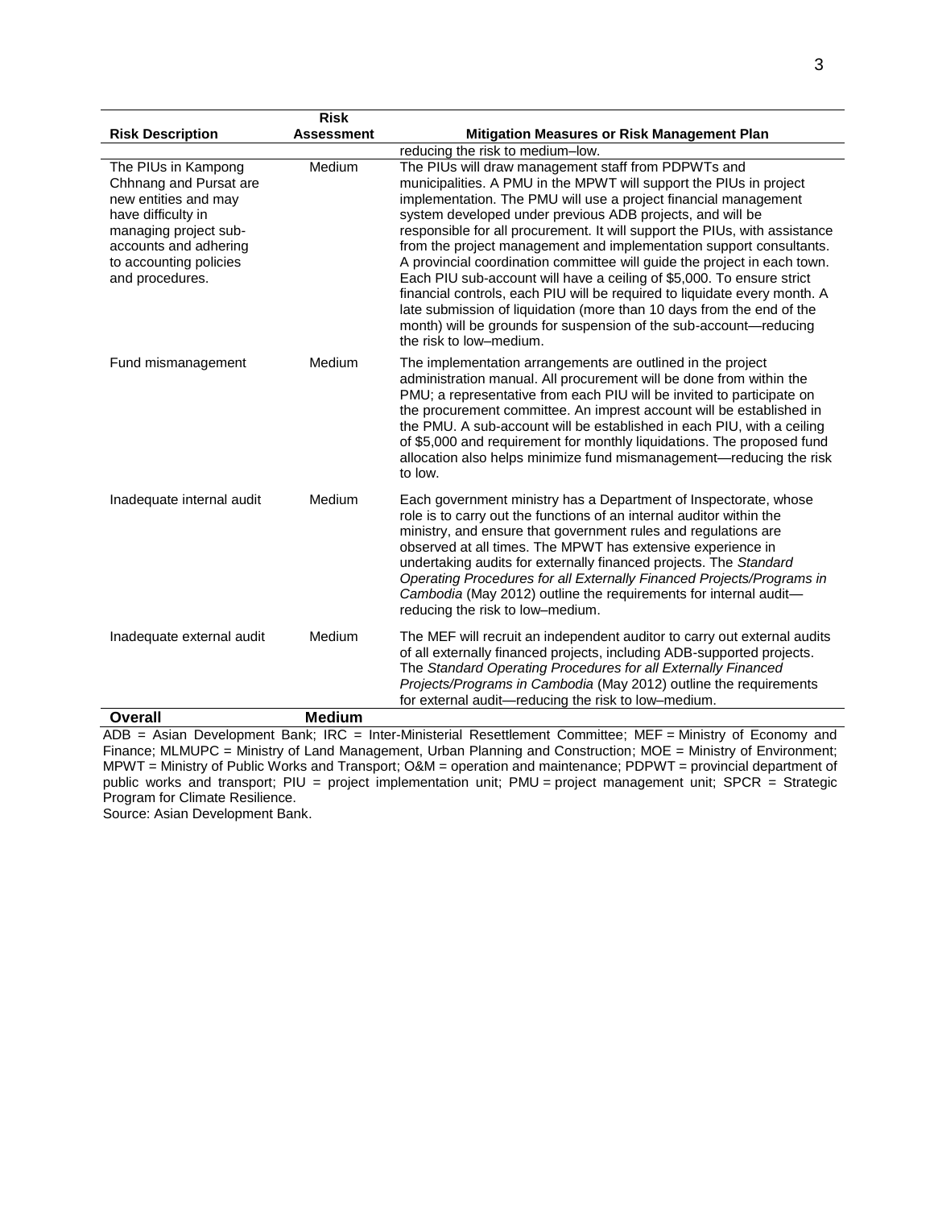| Risk Description | Risk Assessment | Mitigation Measures or Risk Management Plan |
|---|---|---|
| | | reducing the risk to medium–low. |
| The PIUs in Kampong Chhnang and Pursat are new entities and may have difficulty in managing project sub-accounts and adhering to accounting policies and procedures. | Medium | The PIUs will draw management staff from PDPWTs and municipalities. A PMU in the MPWT will support the PIUs in project implementation. The PMU will use a project financial management system developed under previous ADB projects, and will be responsible for all procurement. It will support the PIUs, with assistance from the project management and implementation support consultants. A provincial coordination committee will guide the project in each town. Each PIU sub-account will have a ceiling of $5,000. To ensure strict financial controls, each PIU will be required to liquidate every month. A late submission of liquidation (more than 10 days from the end of the month) will be grounds for suspension of the sub-account—reducing the risk to low–medium. |
| Fund mismanagement | Medium | The implementation arrangements are outlined in the project administration manual. All procurement will be done from within the PMU; a representative from each PIU will be invited to participate on the procurement committee. An imprest account will be established in the PMU. A sub-account will be established in each PIU, with a ceiling of $5,000 and requirement for monthly liquidations. The proposed fund allocation also helps minimize fund mismanagement—reducing the risk to low. |
| Inadequate internal audit | Medium | Each government ministry has a Department of Inspectorate, whose role is to carry out the functions of an internal auditor within the ministry, and ensure that government rules and regulations are observed at all times. The MPWT has extensive experience in undertaking audits for externally financed projects. The *Standard Operating Procedures for all Externally Financed Projects/Programs in Cambodia* (May 2012) outline the requirements for internal audit—reducing the risk to low–medium. |
| Inadequate external audit | Medium | The MEF will recruit an independent auditor to carry out external audits of all externally financed projects, including ADB-supported projects. The *Standard Operating Procedures for all Externally Financed Projects/Programs in Cambodia* (May 2012) outline the requirements for external audit—reducing the risk to low–medium. |
| **Overall** | **Medium** | |

ADB = Asian Development Bank; IRC = Inter-Ministerial Resettlement Committee; MEF = Ministry of Economy and Finance; MLMUPC = Ministry of Land Management, Urban Planning and Construction; MOE = Ministry of Environment; MPWT = Ministry of Public Works and Transport; O&M = operation and maintenance; PDPWT = provincial department of public works and transport; PIU = project implementation unit; PMU = project management unit; SPCR = Strategic Program for Climate Resilience.

Source: Asian Development Bank.